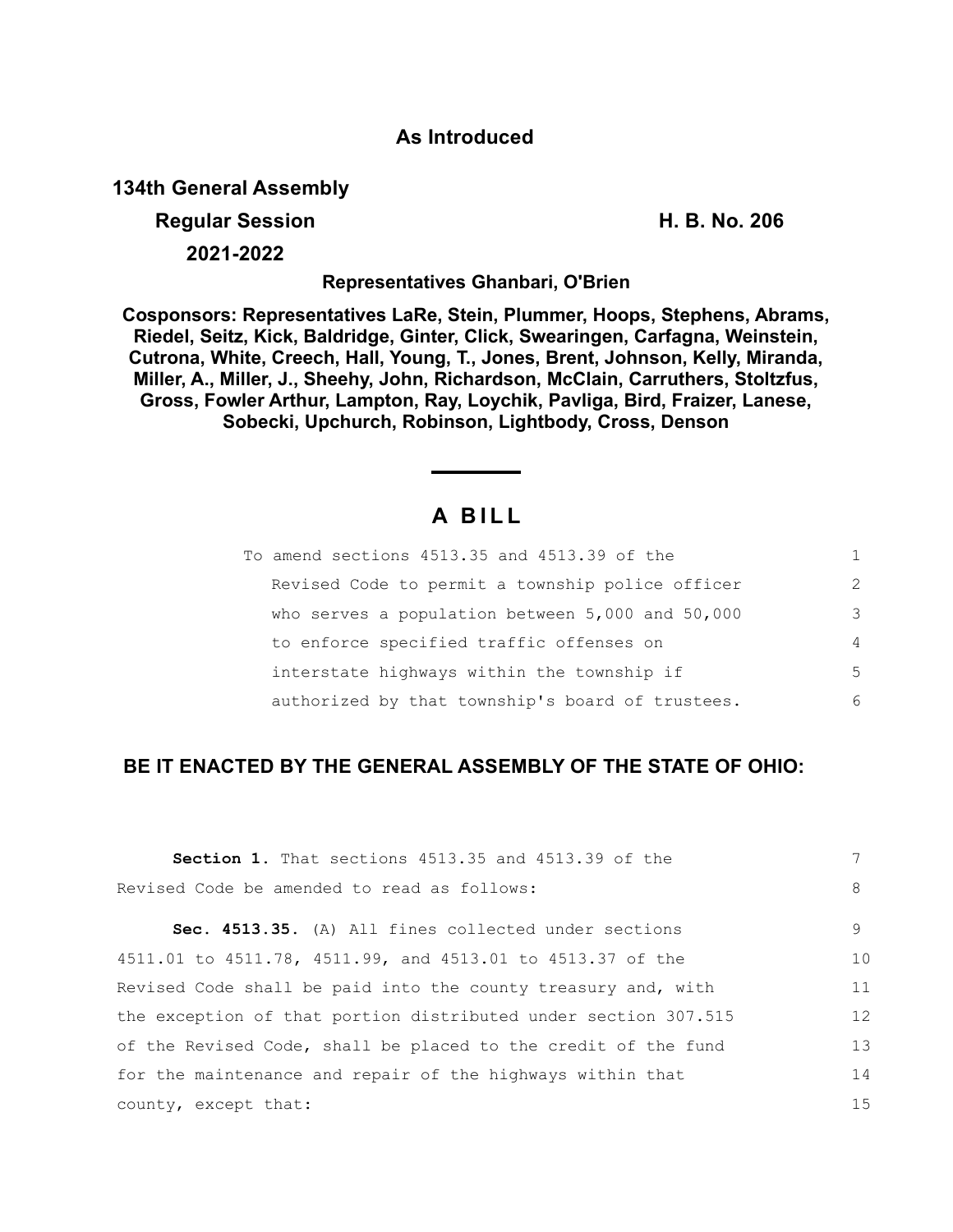**As Introduced**

**134th General Assembly**

**Regular Session** **H. B. No. 206**

**2021-2022**

**Representatives Ghanbari, O'Brien**

**Cosponsors: Representatives LaRe, Stein, Plummer, Hoops, Stephens, Abrams, Riedel, Seitz, Kick, Baldridge, Ginter, Click, Swearingen, Carfagna, Weinstein, Cutrona, White, Creech, Hall, Young, T., Jones, Brent, Johnson, Kelly, Miranda, Miller, A., Miller, J., Sheehy, John, Richardson, McClain, Carruthers, Stoltzfus, Gross, Fowler Arthur, Lampton, Ray, Loychik, Pavliga, Bird, Fraizer, Lanese, Sobecki, Upchurch, Robinson, Lightbody, Cross, Denson**

---

# A BILL

To amend sections 4513.35 and 4513.39 of the Revised Code to permit a township police officer who serves a population between 5,000 and 50,000 to enforce specified traffic offenses on interstate highways within the township if authorized by that township's board of trustees.

**BE IT ENACTED BY THE GENERAL ASSEMBLY OF THE STATE OF OHIO:**

**Section 1.** That sections 4513.35 and 4513.39 of the Revised Code be amended to read as follows:

**Sec. 4513.35.** (A) All fines collected under sections 4511.01 to 4511.78, 4511.99, and 4513.01 to 4513.37 of the Revised Code shall be paid into the county treasury and, with the exception of that portion distributed under section 307.515 of the Revised Code, shall be placed to the credit of the fund for the maintenance and repair of the highways within that county, except that: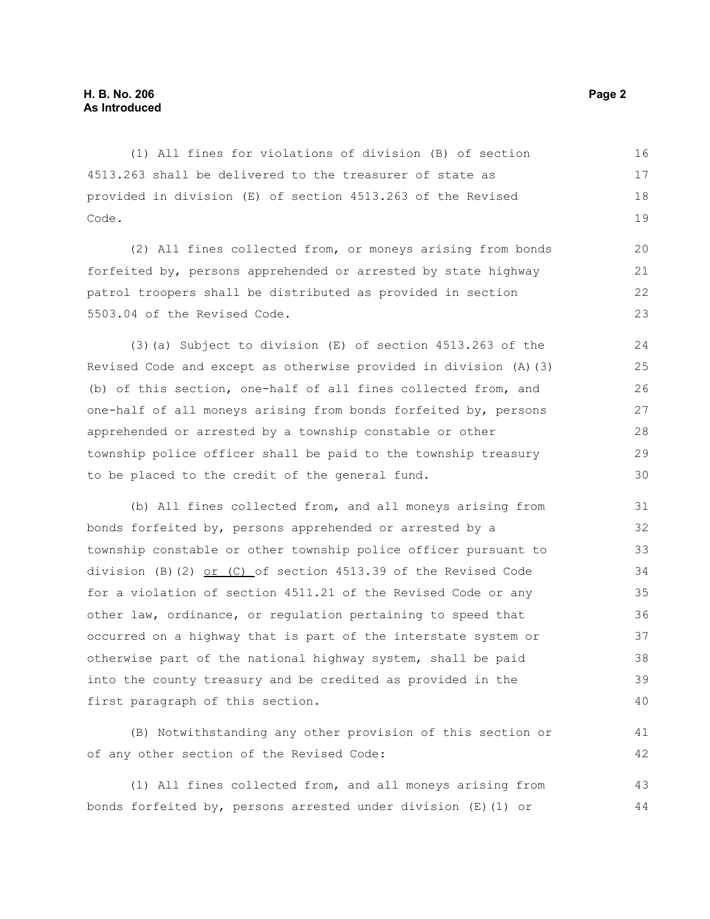(1) All fines for violations of division (B) of section 4513.263 shall be delivered to the treasurer of state as provided in division (E) of section 4513.263 of the Revised Code.

(2) All fines collected from, or moneys arising from bonds forfeited by, persons apprehended or arrested by state highway patrol troopers shall be distributed as provided in section 5503.04 of the Revised Code.

(3)(a) Subject to division (E) of section 4513.263 of the Revised Code and except as otherwise provided in division (A)(3)(b) of this section, one-half of all fines collected from, and one-half of all moneys arising from bonds forfeited by, persons apprehended or arrested by a township constable or other township police officer shall be paid to the township treasury to be placed to the credit of the general fund.

(b) All fines collected from, and all moneys arising from bonds forfeited by, persons apprehended or arrested by a township constable or other township police officer pursuant to division (B)(2) <u>or (C)</u> of section 4513.39 of the Revised Code for a violation of section 4511.21 of the Revised Code or any other law, ordinance, or regulation pertaining to speed that occurred on a highway that is part of the interstate system or otherwise part of the national highway system, shall be paid into the county treasury and be credited as provided in the first paragraph of this section.

(B) Notwithstanding any other provision of this section or of any other section of the Revised Code:

(1) All fines collected from, and all moneys arising from bonds forfeited by, persons arrested under division (E)(1) or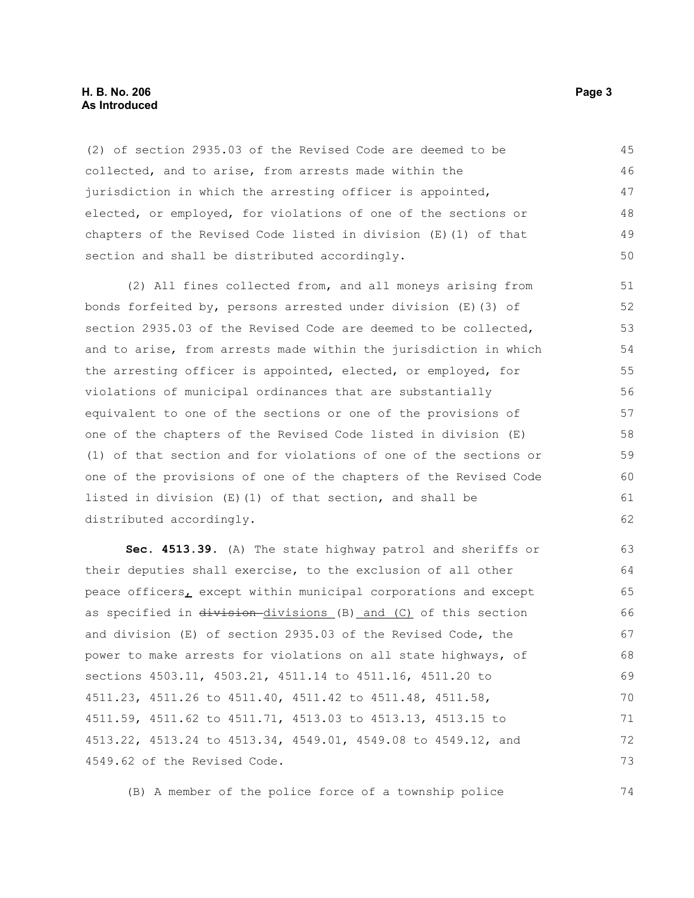(2) of section 2935.03 of the Revised Code are deemed to be collected, and to arise, from arrests made within the jurisdiction in which the arresting officer is appointed, elected, or employed, for violations of one of the sections or chapters of the Revised Code listed in division (E)(1) of that section and shall be distributed accordingly.

(2) All fines collected from, and all moneys arising from bonds forfeited by, persons arrested under division (E)(3) of section 2935.03 of the Revised Code are deemed to be collected, and to arise, from arrests made within the jurisdiction in which the arresting officer is appointed, elected, or employed, for violations of municipal ordinances that are substantially equivalent to one of the sections or one of the provisions of one of the chapters of the Revised Code listed in division (E)(1) of that section and for violations of one of the sections or one of the provisions of one of the chapters of the Revised Code listed in division (E)(1) of that section, and shall be distributed accordingly.

**Sec. 4513.39.** (A) The state highway patrol and sheriffs or their deputies shall exercise, to the exclusion of all other peace officers, except within municipal corporations and except as specified in ~~division~~ divisions (B) and (C) of this section and division (E) of section 2935.03 of the Revised Code, the power to make arrests for violations on all state highways, of sections 4503.11, 4503.21, 4511.14 to 4511.16, 4511.20 to 4511.23, 4511.26 to 4511.40, 4511.42 to 4511.48, 4511.58, 4511.59, 4511.62 to 4511.71, 4513.03 to 4513.13, 4513.15 to 4513.22, 4513.24 to 4513.34, 4549.01, 4549.08 to 4549.12, and 4549.62 of the Revised Code.

(B) A member of the police force of a township police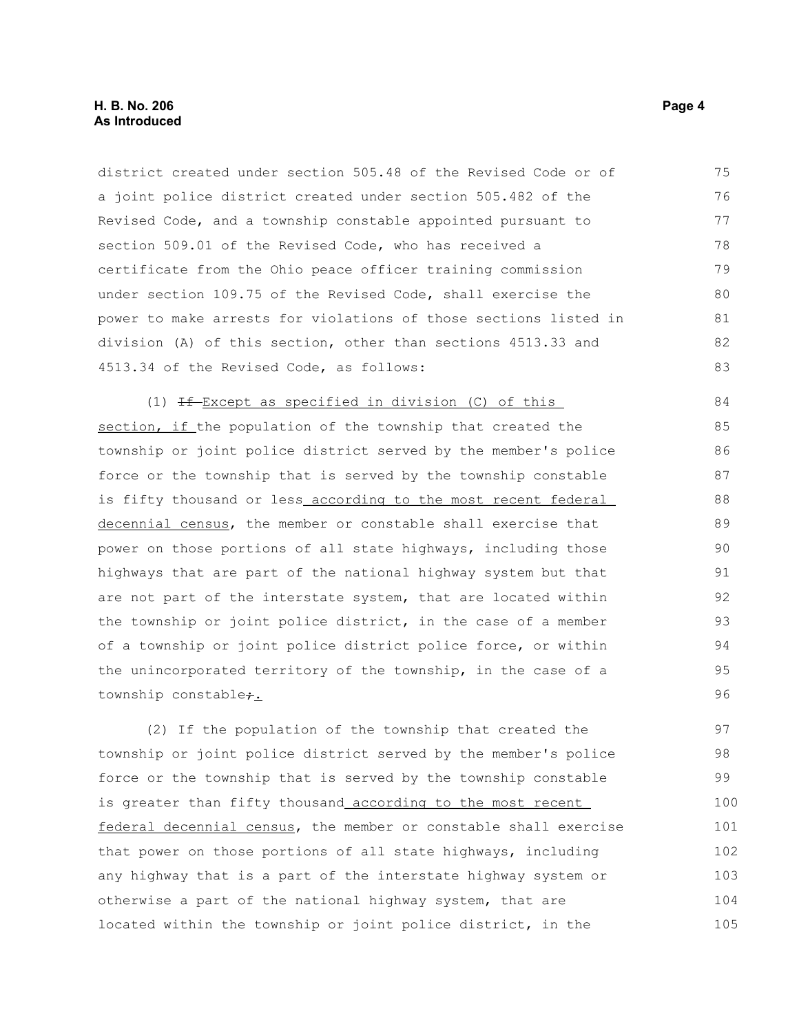district created under section 505.48 of the Revised Code or of a joint police district created under section 505.482 of the Revised Code, and a township constable appointed pursuant to section 509.01 of the Revised Code, who has received a certificate from the Ohio peace officer training commission under section 109.75 of the Revised Code, shall exercise the power to make arrests for violations of those sections listed in division (A) of this section, other than sections 4513.33 and 4513.34 of the Revised Code, as follows:

(1) ~~If~~ Except as specified in division (C) of this section, if the population of the township that created the township or joint police district served by the member's police force or the township that is served by the township constable is fifty thousand or less according to the most recent federal decennial census, the member or constable shall exercise that power on those portions of all state highways, including those highways that are part of the national highway system but that are not part of the interstate system, that are located within the township or joint police district, in the case of a member of a township or joint police district police force, or within the unincorporated territory of the township, in the case of a township constable~~;~~.

(2) If the population of the township that created the township or joint police district served by the member's police force or the township that is served by the township constable is greater than fifty thousand according to the most recent federal decennial census, the member or constable shall exercise that power on those portions of all state highways, including any highway that is a part of the interstate highway system or otherwise a part of the national highway system, that are located within the township or joint police district, in the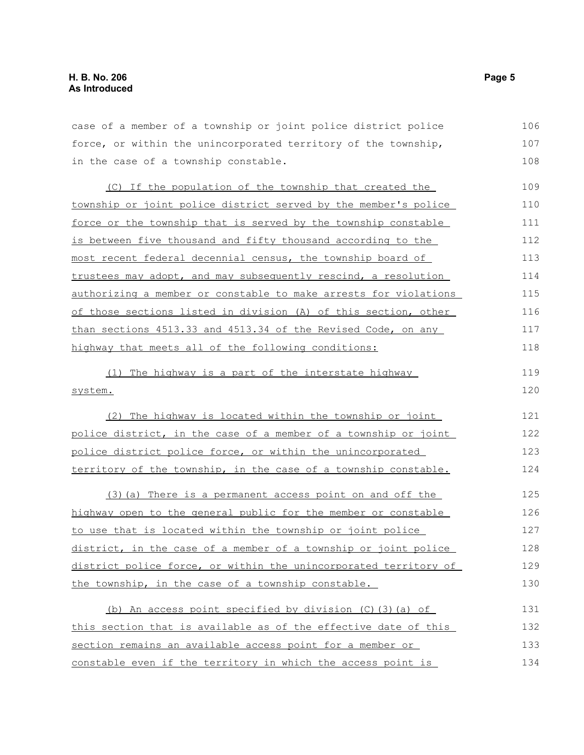case of a member of a township or joint police district police force, or within the unincorporated territory of the township, in the case of a township constable.

(C) If the population of the township that created the township or joint police district served by the member's police force or the township that is served by the township constable is between five thousand and fifty thousand according to the most recent federal decennial census, the township board of trustees may adopt, and may subsequently rescind, a resolution authorizing a member or constable to make arrests for violations of those sections listed in division (A) of this section, other than sections 4513.33 and 4513.34 of the Revised Code, on any highway that meets all of the following conditions:

(1) The highway is a part of the interstate highway system.

(2) The highway is located within the township or joint police district, in the case of a member of a township or joint police district police force, or within the unincorporated territory of the township, in the case of a township constable.

(3)(a) There is a permanent access point on and off the highway open to the general public for the member or constable to use that is located within the township or joint police district, in the case of a member of a township or joint police district police force, or within the unincorporated territory of the township, in the case of a township constable.

(b) An access point specified by division (C)(3)(a) of this section that is available as of the effective date of this section remains an available access point for a member or constable even if the territory in which the access point is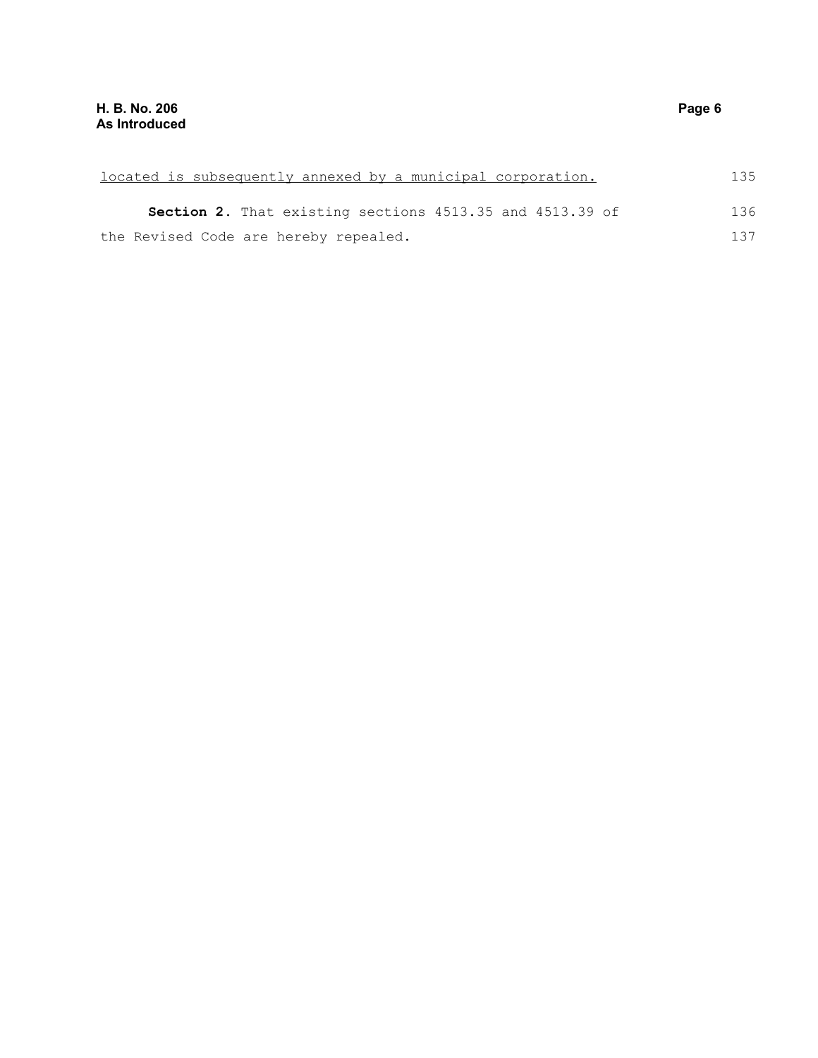located is subsequently annexed by a municipal corporation.

**Section 2.** That existing sections 4513.35 and 4513.39 of the Revised Code are hereby repealed.